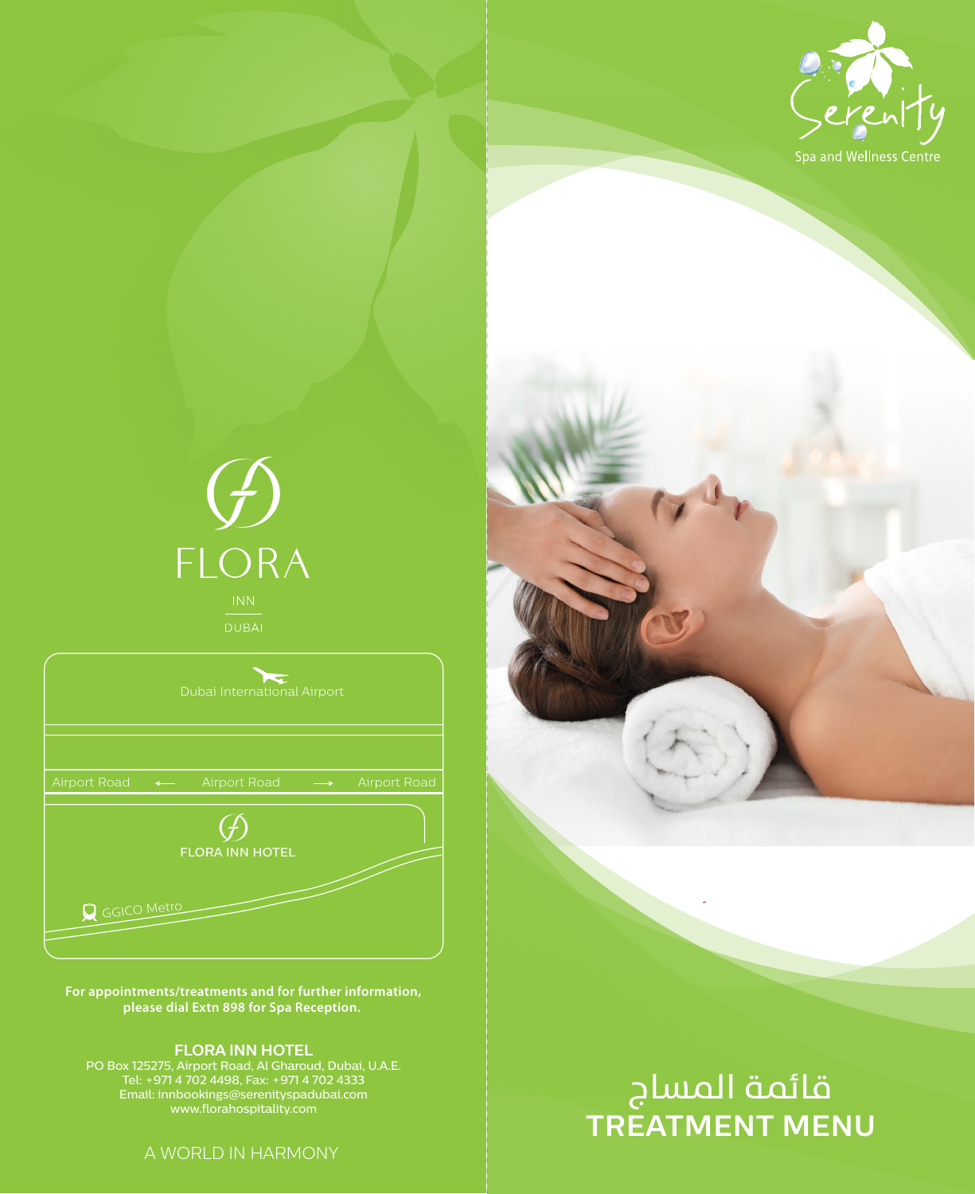FLORA

INN

DUBAI

Dubai International Airport

Airport Road ← Airport Road → Airport Road

FLORA INN HOTEL

GGICO Metro

**For appointments/treatments and for further information, please dial Extn 898 for Spa Reception.**

**FLORA INN HOTEL**

PO Box 125275, Airport Road, Al Gharoud, Dubai, U.A.E.
Tel: +971 4 702 4498, Fax: +971 4 702 4333
Email: innbookings@serenityspadubai.com
www.florahospitality.com

A WORLD IN HARMONY

Serenity

Spa and Wellness Centre

# قائمة المساج
# TREATMENT MENU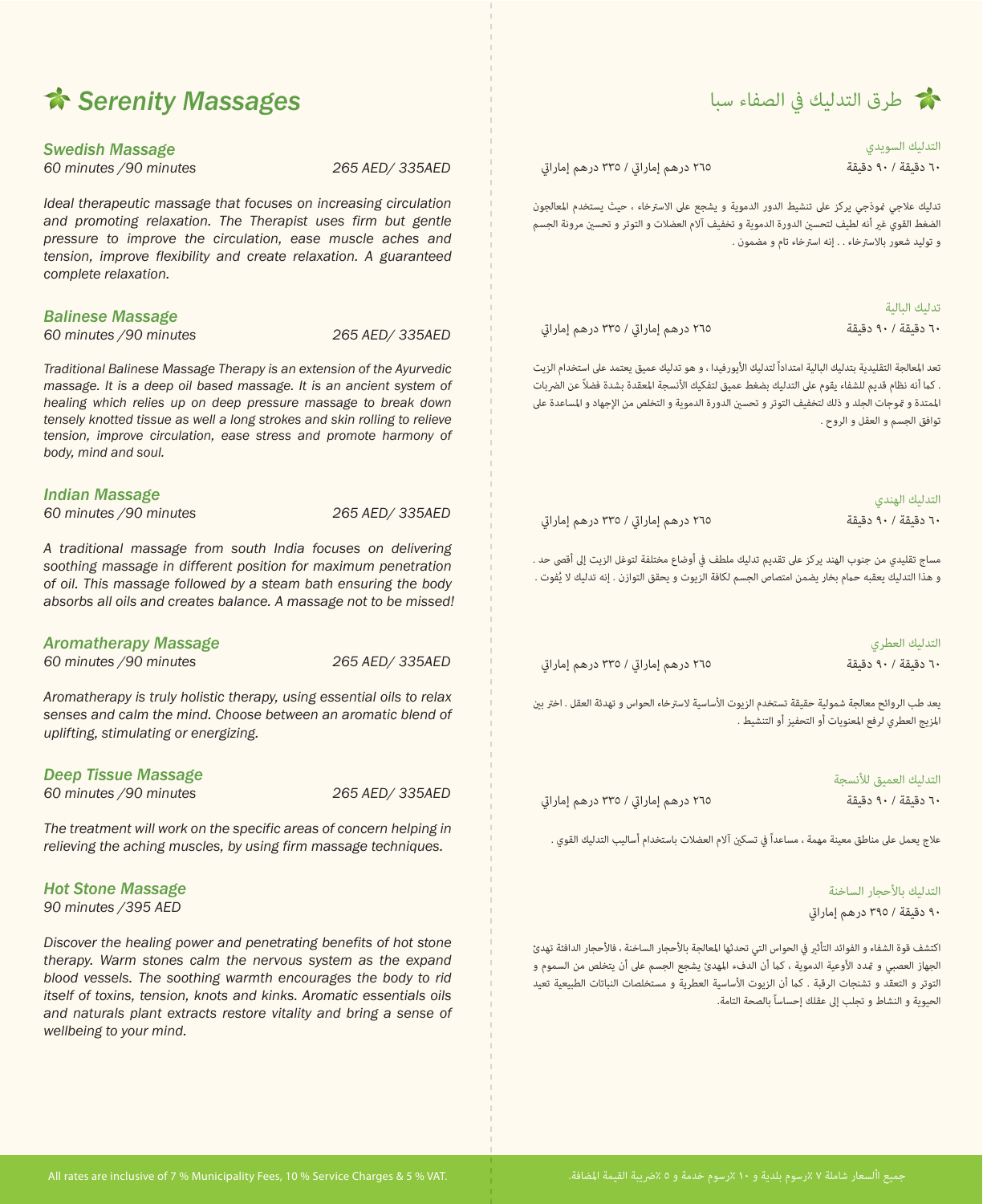# Serenity Massages

### *Swedish Massage*

*60 minutes /90 minutes* — *265 AED/ 335AED*

*Ideal therapeutic massage that focuses on increasing circulation and promoting relaxation. The Therapist uses firm but gentle pressure to improve the circulation, ease muscle aches and tension, improve flexibility and create relaxation. A guaranteed complete relaxation.*

### *Balinese Massage*

*60 minutes /90 minutes* — *265 AED/ 335AED*

*Traditional Balinese Massage Therapy is an extension of the Ayurvedic massage. It is a deep oil based massage. It is an ancient system of healing which relies up on deep pressure massage to break down tensely knotted tissue as well a long strokes and skin rolling to relieve tension, improve circulation, ease stress and promote harmony of body, mind and soul.*

### *Indian Massage*

*60 minutes /90 minutes* — *265 AED/ 335AED*

*A traditional massage from south India focuses on delivering soothing massage in different position for maximum penetration of oil. This massage followed by a steam bath ensuring the body absorbs all oils and creates balance. A massage not to be missed!*

### *Aromatherapy Massage*

*60 minutes /90 minutes* — *265 AED/ 335AED*

*Aromatherapy is truly holistic therapy, using essential oils to relax senses and calm the mind. Choose between an aromatic blend of uplifting, stimulating or energizing.*

### *Deep Tissue Massage*

*60 minutes /90 minutes* — *265 AED/ 335AED*

*The treatment will work on the specific areas of concern helping in relieving the aching muscles, by using firm massage techniques.*

### *Hot Stone Massage*

*90 minutes /395 AED*

*Discover the healing power and penetrating benefits of hot stone therapy. Warm stones calm the nervous system as the expand blood vessels. The soothing warmth encourages the body to rid itself of toxins, tension, knots and kinks. Aromatic essentials oils and naturals plant extracts restore vitality and bring a sense of wellbeing to your mind.*

All rates are inclusive of 7 % Municipality Fees, 10 % Service Charges & 5 % VAT.

# طرق التدليك في الصفاء سبا

### التدليك السويدي

٦٠ دقيقة / ٩٠ دقيقة — ٢٦٥ درهم إماراتي / ٣٣٥ درهم إماراتي

تدليك علاجي نموذجي يركز على تنشيط الدور الدموية و يشجع على الاسترخاء ، حيث يستخدم المعالجون الضغط القوي غير أنه لطيف لتحسين الدورة الدموية و تخفيف آلام العضلات و التوتر و تحسين مرونة الجسم و توليد شعور بالاسترخاء . . إنه استرخاء تام و مضمون .

### تدليك البالية

٦٠ دقيقة / ٩٠ دقيقة — ٢٦٥ درهم إماراتي / ٣٣٥ درهم إماراتي

تعد المعالجة التقليدية بتدليك البالية امتداداً لتدليك الأيورفيدا ، و هو تدليك عميق يعتمد على استخدام الزيت . كما أنه نظام قديم للشفاء يقوم على التدليك بضغط عميق لتفكيك الأنسجة المعقدة بشدة فضلاً عن الضربات الممتدة و تموجات الجلد و ذلك لتخفيف التوتر و تحسين الدورة الدموية و التخلص من الإجهاد و المساعدة على توافق الجسم و العقل و الروح .

### التدليك الهندي

٦٠ دقيقة / ٩٠ دقيقة — ٢٦٥ درهم إماراتي / ٣٣٥ درهم إماراتي

مساج تقليدي من جنوب الهند يركز على تقديم تدليك ملطف في أوضاع مختلفة لتوغل الزيت إلى أقصى حد . و هذا التدليك يعقبه حمام بخار يضمن امتصاص الجسم لكافة الزيوت و يحقق التوازن . إنه تدليك لا يُفوت .

### التدليك العطري

٦٠ دقيقة / ٩٠ دقيقة — ٢٦٥ درهم إماراتي / ٣٣٥ درهم إماراتي

يعد طب الروائح معالجة شمولية حقيقة تستخدم الزيوت الأساسية لاسترخاء الحواس و تهدئة العقل . اختر بين المزيج العطري لرفع المعنويات أو التحفيز أو التنشيط .

### التدليك العميق للأنسجة

٦٠ دقيقة / ٩٠ دقيقة — ٢٦٥ درهم إماراتي / ٣٣٥ درهم إماراتي

علاج يعمل على مناطق معينة مهمة ، مساعداً في تسكين آلام العضلات باستخدام أساليب التدليك القوي .

### التدليك بالأحجار الساخنة

٩٠ دقيقة / ٣٩٥ درهم إماراتي

اكتشف قوة الشفاء و الفوائد التأثير في الحواس التي تحدثها المعالجة بالأحجار الساخنة ، فالأحجار الدافئة تهدئ الجهاز العصبي و تمدد الأوعية الدموية ، كما أن الدفء المهدئ يشجع الجسم على أن يتخلص من السموم و التوتر و التعقد و تشنجات الرقبة . كما أن الزيوت الأساسية العطرية و مستخلصات النباتات الطبيعية تعيد الحيوية و النشاط و تجلب إلى عقلك إحساساً بالصحة التامة.

جميع الأسعار شاملة ٧ ٪رسوم بلدية و ١٠ ٪رسوم خدمة و ٥ ٪ضريبة القيمة المضافة.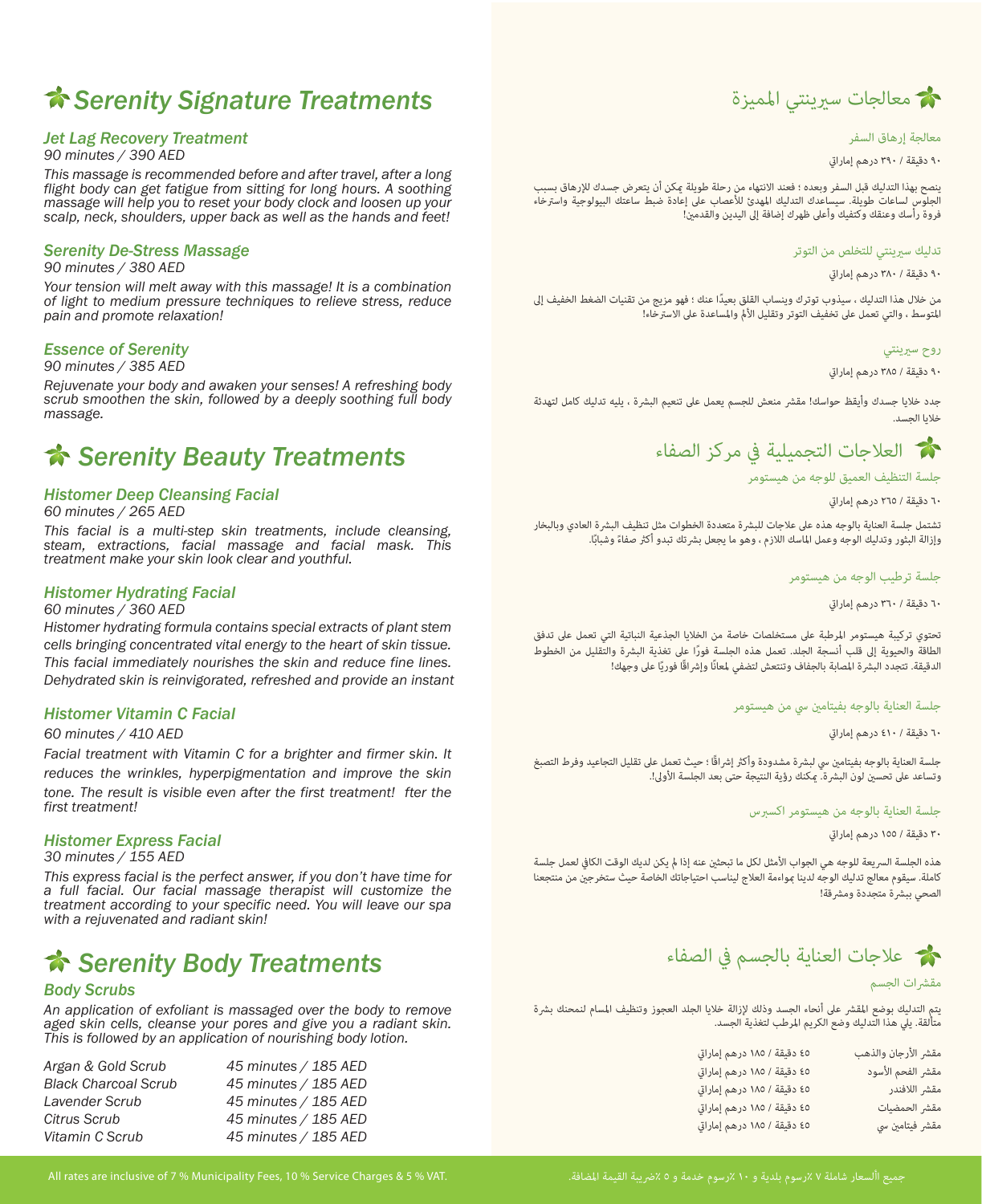# Serenity Signature Treatments

### *Jet Lag Recovery Treatment*

*90 minutes / 390 AED*

*This massage is recommended before and after travel, after a long flight body can get fatigue from sitting for long hours. A soothing massage will help you to reset your body clock and loosen up your scalp, neck, shoulders, upper back as well as the hands and feet!*

### *Serenity De-Stress Massage*

*90 minutes / 380 AED*

*Your tension will melt away with this massage! It is a combination of light to medium pressure techniques to relieve stress, reduce pain and promote relaxation!*

### *Essence of Serenity*

*90 minutes / 385 AED*

*Rejuvenate your body and awaken your senses! A refreshing body scrub smoothen the skin, followed by a deeply soothing full body massage.*

# Serenity Beauty Treatments

### *Histomer Deep Cleansing Facial*

*60 minutes / 265 AED*

*This facial is a multi-step skin treatments, include cleansing, steam, extractions, facial massage and facial mask. This treatment make your skin look clear and youthful.*

### *Histomer Hydrating Facial*

*60 minutes / 360 AED*

*Histomer hydrating formula contains special extracts of plant stem cells bringing concentrated vital energy to the heart of skin tissue. This facial immediately nourishes the skin and reduce fine lines. Dehydrated skin is reinvigorated, refreshed and provide an instant*

### *Histomer Vitamin C Facial*

*60 minutes / 410 AED*

*Facial treatment with Vitamin C for a brighter and firmer skin. It reduces the wrinkles, hyperpigmentation and improve the skin tone. The result is visible even after the first treatment! fter the first treatment!*

### *Histomer Express Facial*

*30 minutes / 155 AED*

*This express facial is the perfect answer, if you don't have time for a full facial. Our facial massage therapist will customize the treatment according to your specific need. You will leave our spa with a rejuvenated and radiant skin!*

# Serenity Body Treatments

### *Body Scrubs*

*An application of exfoliant is massaged over the body to remove aged skin cells, cleanse your pores and give you a radiant skin. This is followed by an application of nourishing body lotion.*

| | |
|---|---|
| *Argan & Gold Scrub* | *45 minutes / 185 AED* |
| *Black Charcoal Scrub* | *45 minutes / 185 AED* |
| *Lavender Scrub* | *45 minutes / 185 AED* |
| *Citrus Scrub* | *45 minutes / 185 AED* |
| *Vitamin C Scrub* | *45 minutes / 185 AED* |

# معالجات سيرينتي المميزة

### معالجة إرهاق السفر

٩٠ دقيقة / ٣٩٠ درهم إماراتي

ينصح بهذا التدليك قبل السفر وبعده ؛ فعند الانتهاء من رحلة طويلة يمكن أن يتعرض جسدك للإرهاق بسبب الجلوس لساعات طويلة. سيساعدك التدليك المهدئ للأعصاب على إعادة ضبط ساعتك البيولوجية واسترخاء فروة رأسك وعنقك وكتفيك وأعلى ظهرك إضافة إلى اليدين والقدمين!

### تدليك سيرينتي للتخلص من التوتر

٩٠ دقيقة / ٣٨٠ درهم إماراتي

من خلال هذا التدليك ، سيذوب توترك وينساب القلق بعيدًا عنك ؛ فهو مزيج من تقنيات الضغط الخفيف إلى المتوسط ، والتي تعمل على تخفيف التوتر وتقليل الألم والمساعدة على الاسترخاء!

### روح سيرينتي

٩٠ دقيقة / ٣٨٥ درهم إماراتي

جدد خلايا جسدك وأيقظ حواسك! مقشر منعش للجسم يعمل على تنعيم البشرة ، يليه تدليك كامل لتهدئة خلايا الجسد.

# العلاجات التجميلية في مركز الصفاء

### جلسة التنظيف العميق للوجه من هيستومر

٦٠ دقيقة / ٢٦٥ درهم إماراتي

تشتمل جلسة العناية بالوجه هذه على علاجات للبشرة متعددة الخطوات مثل تنظيف البشرة العادي وبالبخار وإزالة البثور وتدليك الوجه وعمل الماسك اللازم ، وهو ما يجعل بشرتك تبدو أكثر صفاءً وشبابًا.

### جلسة ترطيب الوجه من هيستومر

٦٠ دقيقة / ٣٦٠ درهم إماراتي

تحتوي تركيبة هيستومر المرطبة على مستخلصات خاصة من الخلايا الجذعية النباتية التي تعمل على تدفق الطاقة والحيوية إلى قلب أنسجة الجلد. تعمل هذه الجلسة فورًا على تغذية البشرة والتقليل من الخطوط الدقيقة. تتجدد البشرة المصابة بالجفاف وتنتعش لتضفي لمعانًا وإشراقًا فوريًا على وجهك!

### جلسة العناية بالوجه بفيتامين سي من هيستومر

٦٠ دقيقة / ٤١٠ درهم إماراتي

جلسة العناية بالوجه بفيتامين سي لبشرة مشدودة وأكثر إشراقًا ؛ حيث تعمل على تقليل التجاعيد وفرط التصبغ وتساعد على تحسين لون البشرة. يمكنك رؤية النتيجة حتى بعد الجلسة الأولى!.

### جلسة العناية بالوجه من هيستومر اكسبرس

٣٠ دقيقة / ١٥٥ درهم إماراتي

هذه الجلسة السريعة للوجه هي الجواب الأمثل لكل ما تبحثين عنه إذا لم يكن لديك الوقت الكافي لعمل جلسة كاملة. سيقوم معالج تدليك الوجه لدينا بمواءمة العلاج ليناسب احتياجاتك الخاصة حيث ستخرجين من منتجعنا الصحي ببشرة متجددة ومشرقة!

# علاجات العناية بالجسم في الصفاء

### مقشرات الجسم

يتم التدليك بوضع المقشر على أنحاء الجسد وذلك لإزالة خلايا الجلد العجوز وتنظيف المسام لنمنحك بشرة متألقة. يلي هذا التدليك وضع الكريم المرطب لتغذية الجسد.

| | |
|---|---|
| مقشر الأرجان والذهب | ٤٥ دقيقة / ١٨٥ درهم إماراتي |
| مقشر الفحم الأسود | ٤٥ دقيقة / ١٨٥ درهم إماراتي |
| مقشر اللافندر | ٤٥ دقيقة / ١٨٥ درهم إماراتي |
| مقشر الحمضيات | ٤٥ دقيقة / ١٨٥ درهم إماراتي |
| مقشر فيتامين سي | ٤٥ دقيقة / ١٨٥ درهم إماراتي |

All rates are inclusive of 7 % Municipality Fees, 10 % Service Charges & 5 % VAT.

جميع الأسعار شاملة ٧ ٪رسوم بلدية و ١٠ ٪رسوم خدمة و ٥ ٪ضريبة القيمة المضافة.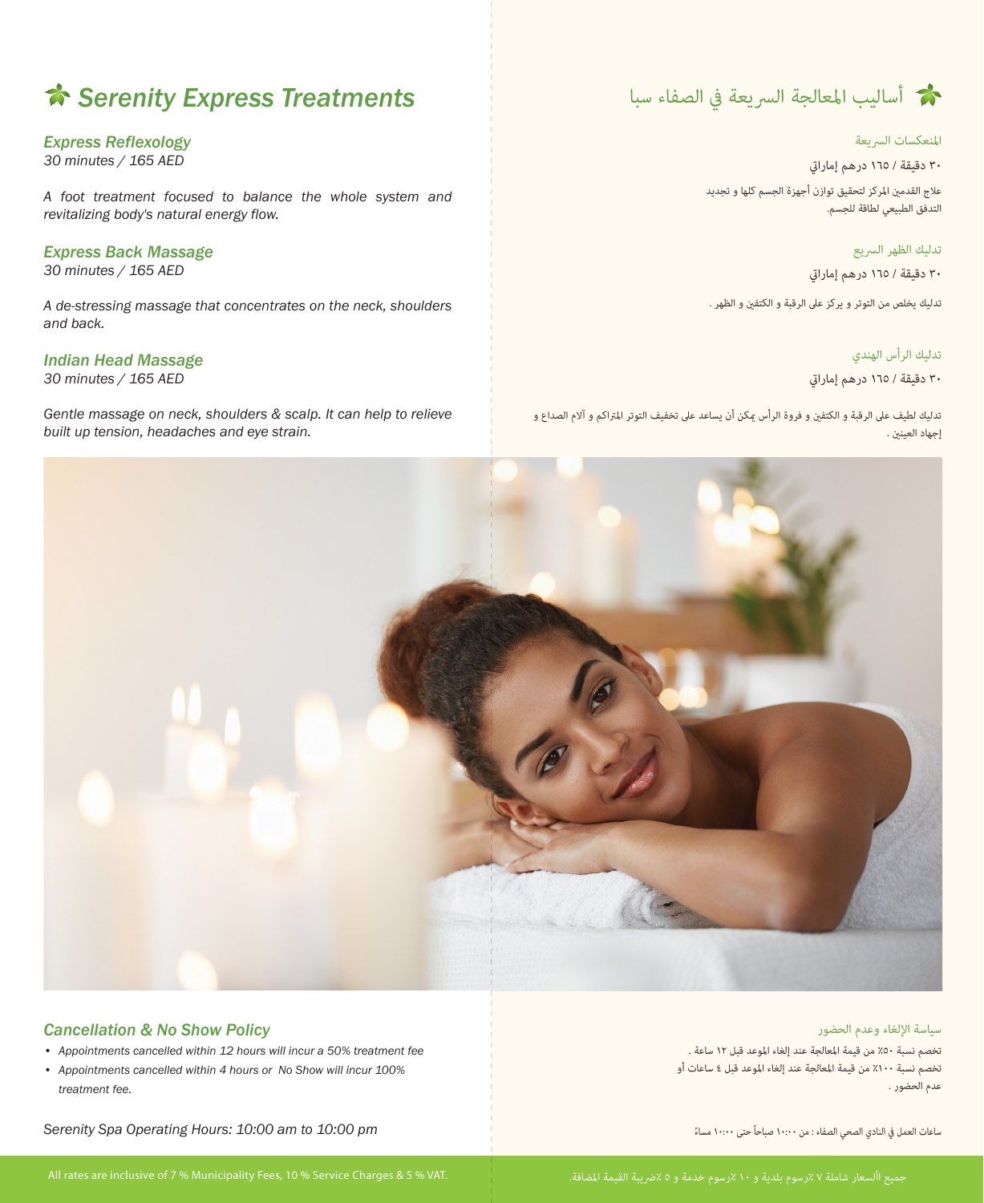# Serenity Express Treatments

### *Express Reflexology*

*30 minutes / 165 AED*

*A foot treatment focused to balance the whole system and revitalizing body's natural energy flow.*

### *Express Back Massage*

*30 minutes / 165 AED*

*A de-stressing massage that concentrates on the neck, shoulders and back.*

### *Indian Head Massage*

*30 minutes / 165 AED*

*Gentle massage on neck, shoulders & scalp. It can help to relieve built up tension, headaches and eye strain.*

# أساليب المعالجة السريعة في الصفاء سبا

### المنعكسات السريعة

٣٠ دقيقة / ١٦٥ درهم إماراتي

علاج القدمين المركز لتحقيق توازن أجهزة الجسم كلها و تجديد التدفق الطبيعي لطاقة للجسم.

### تدليك الظهر السريع

٣٠ دقيقة / ١٦٥ درهم إماراتي

تدليك يخلص من التوتر و يركز على الرقبة و الكتفين و الظهر .

### تدليك الرأس الهندي

٣٠ دقيقة / ١٦٥ درهم إماراتي

تدليك لطيف على الرقبة و الكتفين و فروة الرأس يمكن أن يساعد على تخفيف التوتر المتراكم و آلام الصداع و إجهاد العينين .

### *Cancellation & No Show Policy*

- *Appointments cancelled within 12 hours will incur a 50% treatment fee*
- *Appointments cancelled within 4 hours or No Show will incur 100% treatment fee.*

*Serenity Spa Operating Hours: 10:00 am to 10:00 pm*

### سياسة الإلغاء وعدم الحضور

تخصم نسبة ٥٠٪ من قيمة المعالجة عند إلغاء الموعد قبل ١٢ ساعة .
تخصم نسبة ١٠٠٪ من قيمة المعالجة عند إلغاء الموعد قبل ٤ ساعات أو عدم الحضور .

ساعات العمل في النادي الصحي الصفاء : من ١٠:٠٠ صباحاً حتى ١٠:٠٠ مساءً

All rates are inclusive of 7 % Municipality Fees, 10 % Service Charges & 5 % VAT.

جميع الأسعار شاملة ٧ ٪رسوم بلدية و ١٠ ٪رسوم خدمة و ٥ ٪ضريبة القيمة المضافة.